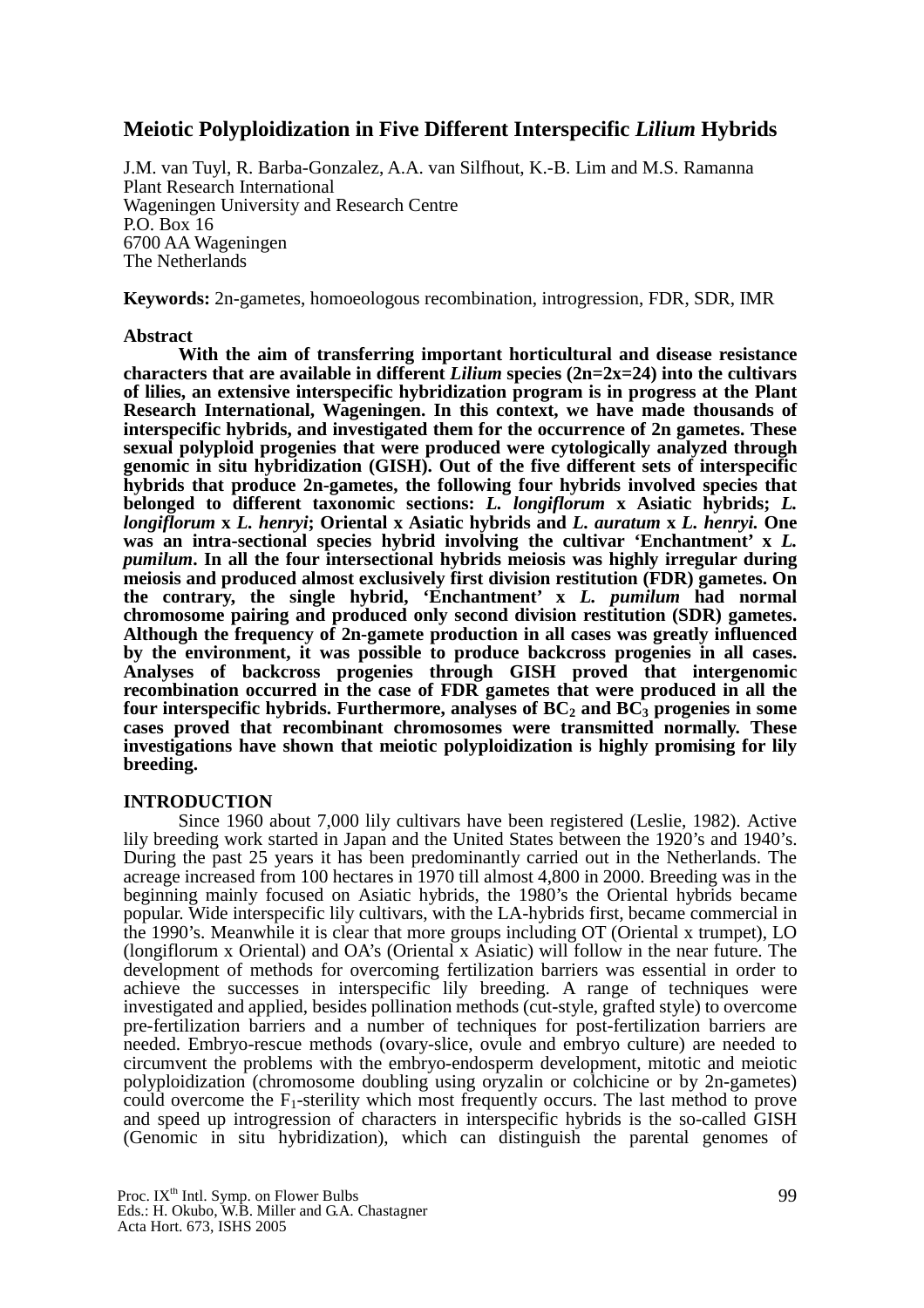# Meiotic Polyploidization in Five Different Interspecific *Lilium* Hybrids

J.M. van Tuyl, R. Barba-Gonzalez, A.A. van Silfhout, K.-B. Lim and M.S. Ramanna
Plant Research International
Wageningen University and Research Centre
P.O. Box 16
6700 AA Wageningen
The Netherlands

**Keywords:** 2n-gametes, homoeologous recombination, introgression, FDR, SDR, IMR

## Abstract

**With the aim of transferring important horticultural and disease resistance characters that are available in different *Lilium* species (2n=2x=24) into the cultivars of lilies, an extensive interspecific hybridization program is in progress at the Plant Research International, Wageningen. In this context, we have made thousands of interspecific hybrids, and investigated them for the occurrence of 2n gametes. These sexual polyploid progenies that were produced were cytologically analyzed through genomic in situ hybridization (GISH). Out of the five different sets of interspecific hybrids that produce 2n-gametes, the following four hybrids involved species that belonged to different taxonomic sections: *L. longiflorum* x Asiatic hybrids; *L. longiflorum* x *L. henryi*; Oriental x Asiatic hybrids and *L. auratum* x *L. henryi.* One was an intra-sectional species hybrid involving the cultivar 'Enchantment' x *L. pumilum*. In all the four intersectional hybrids meiosis was highly irregular during meiosis and produced almost exclusively first division restitution (FDR) gametes. On the contrary, the single hybrid, 'Enchantment' x *L. pumilum* had normal chromosome pairing and produced only second division restitution (SDR) gametes. Although the frequency of 2n-gamete production in all cases was greatly influenced by the environment, it was possible to produce backcross progenies in all cases. Analyses of backcross progenies through GISH proved that intergenomic recombination occurred in the case of FDR gametes that were produced in all the four interspecific hybrids. Furthermore, analyses of $BC_2$ and $BC_3$ progenies in some cases proved that recombinant chromosomes were transmitted normally. These investigations have shown that meiotic polyploidization is highly promising for lily breeding.**

## INTRODUCTION

Since 1960 about 7,000 lily cultivars have been registered (Leslie, 1982). Active lily breeding work started in Japan and the United States between the 1920's and 1940's. During the past 25 years it has been predominantly carried out in the Netherlands. The acreage increased from 100 hectares in 1970 till almost 4,800 in 2000. Breeding was in the beginning mainly focused on Asiatic hybrids, the 1980's the Oriental hybrids became popular. Wide interspecific lily cultivars, with the LA-hybrids first, became commercial in the 1990's. Meanwhile it is clear that more groups including OT (Oriental x trumpet), LO (longiflorum x Oriental) and OA's (Oriental x Asiatic) will follow in the near future. The development of methods for overcoming fertilization barriers was essential in order to achieve the successes in interspecific lily breeding. A range of techniques were investigated and applied, besides pollination methods (cut-style, grafted style) to overcome pre-fertilization barriers and a number of techniques for post-fertilization barriers are needed. Embryo-rescue methods (ovary-slice, ovule and embryo culture) are needed to circumvent the problems with the embryo-endosperm development, mitotic and meiotic polyploidization (chromosome doubling using oryzalin or colchicine or by 2n-gametes) could overcome the $F_1$-sterility which most frequently occurs. The last method to prove and speed up introgression of characters in interspecific hybrids is the so-called GISH (Genomic in situ hybridization), which can distinguish the parental genomes of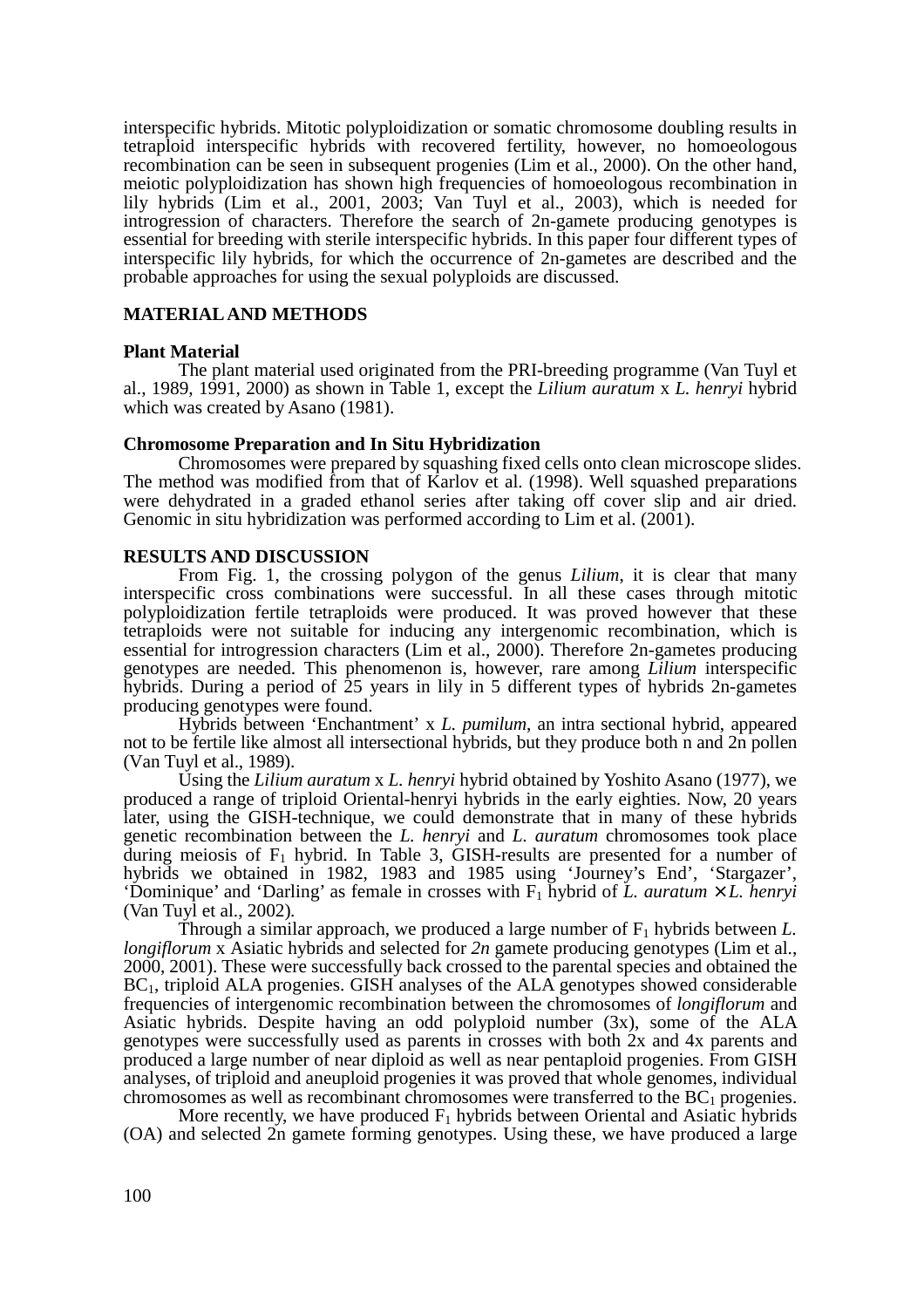interspecific hybrids. Mitotic polyploidization or somatic chromosome doubling results in tetraploid interspecific hybrids with recovered fertility, however, no homoeologous recombination can be seen in subsequent progenies (Lim et al., 2000). On the other hand, meiotic polyploidization has shown high frequencies of homoeologous recombination in lily hybrids (Lim et al., 2001, 2003; Van Tuyl et al., 2003), which is needed for introgression of characters. Therefore the search of 2n-gamete producing genotypes is essential for breeding with sterile interspecific hybrids. In this paper four different types of interspecific lily hybrids, for which the occurrence of 2n-gametes are described and the probable approaches for using the sexual polyploids are discussed.

## MATERIAL AND METHODS

### Plant Material

The plant material used originated from the PRI-breeding programme (Van Tuyl et al., 1989, 1991, 2000) as shown in Table 1, except the *Lilium auratum* x *L. henryi* hybrid which was created by Asano (1981).

### Chromosome Preparation and In Situ Hybridization

Chromosomes were prepared by squashing fixed cells onto clean microscope slides. The method was modified from that of Karlov et al. (1998). Well squashed preparations were dehydrated in a graded ethanol series after taking off cover slip and air dried. Genomic in situ hybridization was performed according to Lim et al. (2001).

## RESULTS AND DISCUSSION

From Fig. 1, the crossing polygon of the genus *Lilium*, it is clear that many interspecific cross combinations were successful. In all these cases through mitotic polyploidization fertile tetraploids were produced. It was proved however that these tetraploids were not suitable for inducing any intergenomic recombination, which is essential for introgression characters (Lim et al., 2000). Therefore 2n-gametes producing genotypes are needed. This phenomenon is, however, rare among *Lilium* interspecific hybrids. During a period of 25 years in lily in 5 different types of hybrids 2n-gametes producing genotypes were found.

Hybrids between 'Enchantment' x *L. pumilum*, an intra sectional hybrid, appeared not to be fertile like almost all intersectional hybrids, but they produce both n and 2n pollen (Van Tuyl et al., 1989).

Using the *Lilium auratum* x *L. henryi* hybrid obtained by Yoshito Asano (1977), we produced a range of triploid Oriental-henryi hybrids in the early eighties. Now, 20 years later, using the GISH-technique, we could demonstrate that in many of these hybrids genetic recombination between the *L. henryi* and *L. auratum* chromosomes took place during meiosis of $F_1$ hybrid. In Table 3, GISH-results are presented for a number of hybrids we obtained in 1982, 1983 and 1985 using 'Journey's End', 'Stargazer', 'Dominique' and 'Darling' as female in crosses with $F_1$ hybrid of *L. auratum* × *L. henryi* (Van Tuyl et al., 2002).

Through a similar approach, we produced a large number of $F_1$ hybrids between *L. longiflorum* x Asiatic hybrids and selected for *2n* gamete producing genotypes (Lim et al., 2000, 2001). These were successfully back crossed to the parental species and obtained the $BC_1$, triploid ALA progenies. GISH analyses of the ALA genotypes showed considerable frequencies of intergenomic recombination between the chromosomes of *longiflorum* and Asiatic hybrids. Despite having an odd polyploid number (3x), some of the ALA genotypes were successfully used as parents in crosses with both 2x and 4x parents and produced a large number of near diploid as well as near pentaploid progenies. From GISH analyses, of triploid and aneuploid progenies it was proved that whole genomes, individual chromosomes as well as recombinant chromosomes were transferred to the $BC_1$ progenies.

More recently, we have produced $F_1$ hybrids between Oriental and Asiatic hybrids (OA) and selected 2n gamete forming genotypes. Using these, we have produced a large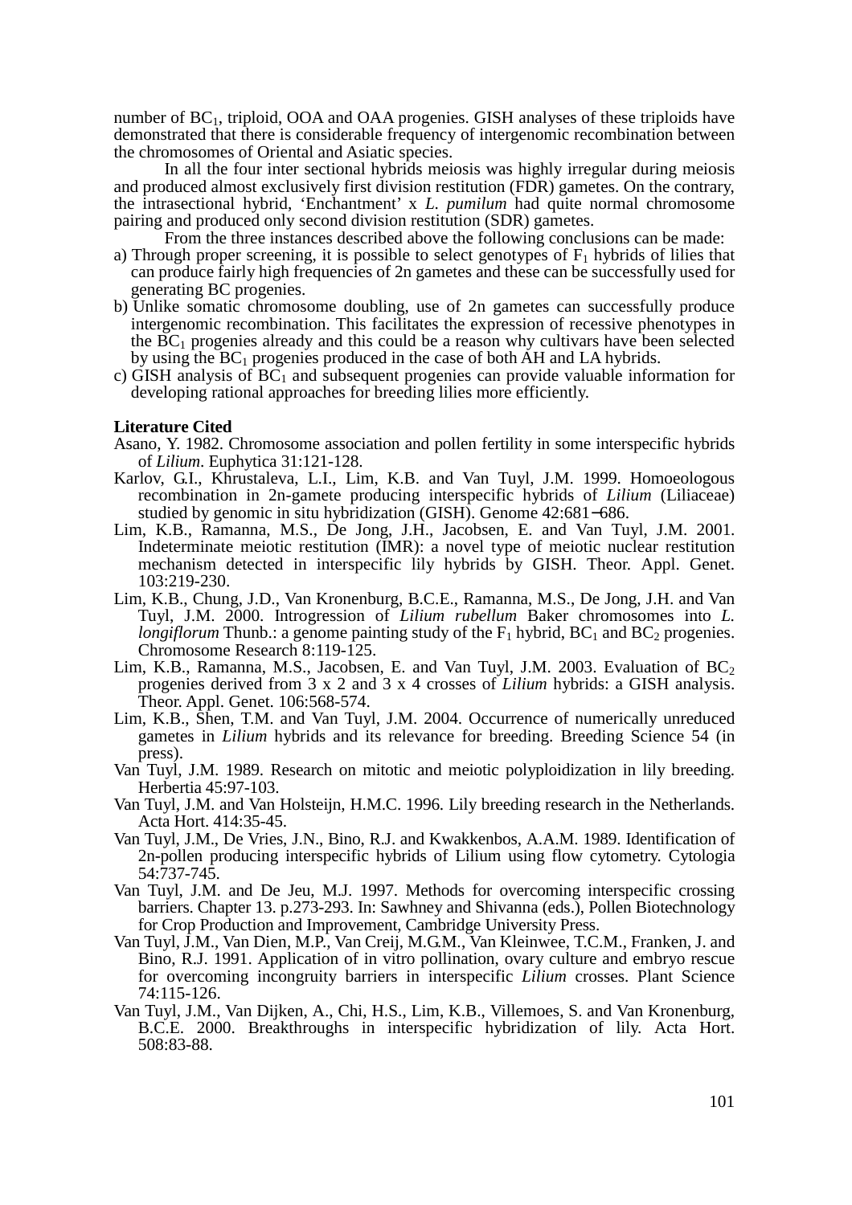number of $BC_1$, triploid, OOA and OAA progenies. GISH analyses of these triploids have demonstrated that there is considerable frequency of intergenomic recombination between the chromosomes of Oriental and Asiatic species.

In all the four inter sectional hybrids meiosis was highly irregular during meiosis and produced almost exclusively first division restitution (FDR) gametes. On the contrary, the intrasectional hybrid, 'Enchantment' x *L. pumilum* had quite normal chromosome pairing and produced only second division restitution (SDR) gametes.

From the three instances described above the following conclusions can be made:

a) Through proper screening, it is possible to select genotypes of $F_1$ hybrids of lilies that can produce fairly high frequencies of 2n gametes and these can be successfully used for generating BC progenies.
b) Unlike somatic chromosome doubling, use of 2n gametes can successfully produce intergenomic recombination. This facilitates the expression of recessive phenotypes in the $BC_1$ progenies already and this could be a reason why cultivars have been selected by using the $BC_1$ progenies produced in the case of both AH and LA hybrids.
c) GISH analysis of $BC_1$ and subsequent progenies can provide valuable information for developing rational approaches for breeding lilies more efficiently.

**Literature Cited**

Asano, Y. 1982. Chromosome association and pollen fertility in some interspecific hybrids of *Lilium*. Euphytica 31:121-128.

Karlov, G.I., Khrustaleva, L.I., Lim, K.B. and Van Tuyl, J.M. 1999. Homoeologous recombination in 2n-gamete producing interspecific hybrids of *Lilium* (Liliaceae) studied by genomic in situ hybridization (GISH). Genome 42:681−686.

Lim, K.B., Ramanna, M.S., De Jong, J.H., Jacobsen, E. and Van Tuyl, J.M. 2001. Indeterminate meiotic restitution (IMR): a novel type of meiotic nuclear restitution mechanism detected in interspecific lily hybrids by GISH. Theor. Appl. Genet. 103:219-230.

Lim, K.B., Chung, J.D., Van Kronenburg, B.C.E., Ramanna, M.S., De Jong, J.H. and Van Tuyl, J.M. 2000. Introgression of *Lilium rubellum* Baker chromosomes into *L. longiflorum* Thunb.: a genome painting study of the $F_1$ hybrid, $BC_1$ and $BC_2$ progenies. Chromosome Research 8:119-125.

Lim, K.B., Ramanna, M.S., Jacobsen, E. and Van Tuyl, J.M. 2003. Evaluation of $BC_2$ progenies derived from 3 x 2 and 3 x 4 crosses of *Lilium* hybrids: a GISH analysis. Theor. Appl. Genet. 106:568-574.

Lim, K.B., Shen, T.M. and Van Tuyl, J.M. 2004. Occurrence of numerically unreduced gametes in *Lilium* hybrids and its relevance for breeding. Breeding Science 54 (in press).

Van Tuyl, J.M. 1989. Research on mitotic and meiotic polyploidization in lily breeding. Herbertia 45:97-103.

Van Tuyl, J.M. and Van Holsteijn, H.M.C. 1996. Lily breeding research in the Netherlands. Acta Hort. 414:35-45.

Van Tuyl, J.M., De Vries, J.N., Bino, R.J. and Kwakkenbos, A.A.M. 1989. Identification of 2n-pollen producing interspecific hybrids of Lilium using flow cytometry. Cytologia 54:737-745.

Van Tuyl, J.M. and De Jeu, M.J. 1997. Methods for overcoming interspecific crossing barriers. Chapter 13. p.273-293. In: Sawhney and Shivanna (eds.), Pollen Biotechnology for Crop Production and Improvement, Cambridge University Press.

Van Tuyl, J.M., Van Dien, M.P., Van Creij, M.G.M., Van Kleinwee, T.C.M., Franken, J. and Bino, R.J. 1991. Application of in vitro pollination, ovary culture and embryo rescue for overcoming incongruity barriers in interspecific *Lilium* crosses. Plant Science 74:115-126.

Van Tuyl, J.M., Van Dijken, A., Chi, H.S., Lim, K.B., Villemoes, S. and Van Kronenburg, B.C.E. 2000. Breakthroughs in interspecific hybridization of lily. Acta Hort. 508:83-88.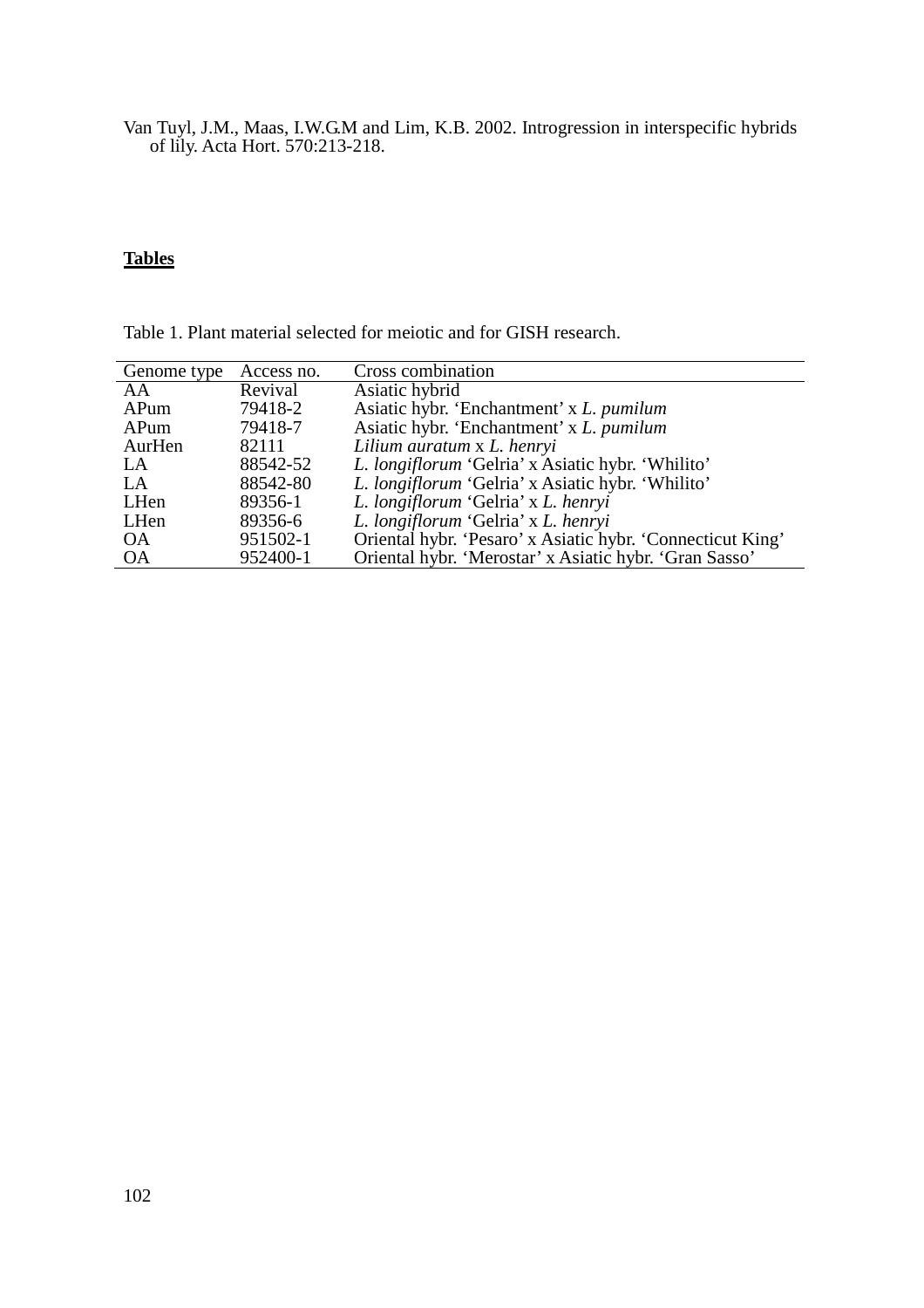Van Tuyl, J.M., Maas, I.W.G.M and Lim, K.B. 2002. Introgression in interspecific hybrids of lily. Acta Hort. 570:213-218.

**Tables**

Table 1. Plant material selected for meiotic and for GISH research.

| Genome type | Access no. | Cross combination |
|---|---|---|
| AA | Revival | Asiatic hybrid |
| APum | 79418-2 | Asiatic hybr. 'Enchantment' x *L. pumilum* |
| APum | 79418-7 | Asiatic hybr. 'Enchantment' x *L. pumilum* |
| AurHen | 82111 | *Lilium auratum* x *L. henryi* |
| LA | 88542-52 | *L. longiflorum* 'Gelria' x Asiatic hybr. 'Whilito' |
| LA | 88542-80 | *L. longiflorum* 'Gelria' x Asiatic hybr. 'Whilito' |
| LHen | 89356-1 | *L. longiflorum* 'Gelria' x *L. henryi* |
| LHen | 89356-6 | *L. longiflorum* 'Gelria' x *L. henryi* |
| OA | 951502-1 | Oriental hybr. 'Pesaro' x Asiatic hybr. 'Connecticut King' |
| OA | 952400-1 | Oriental hybr. 'Merostar' x Asiatic hybr. 'Gran Sasso' |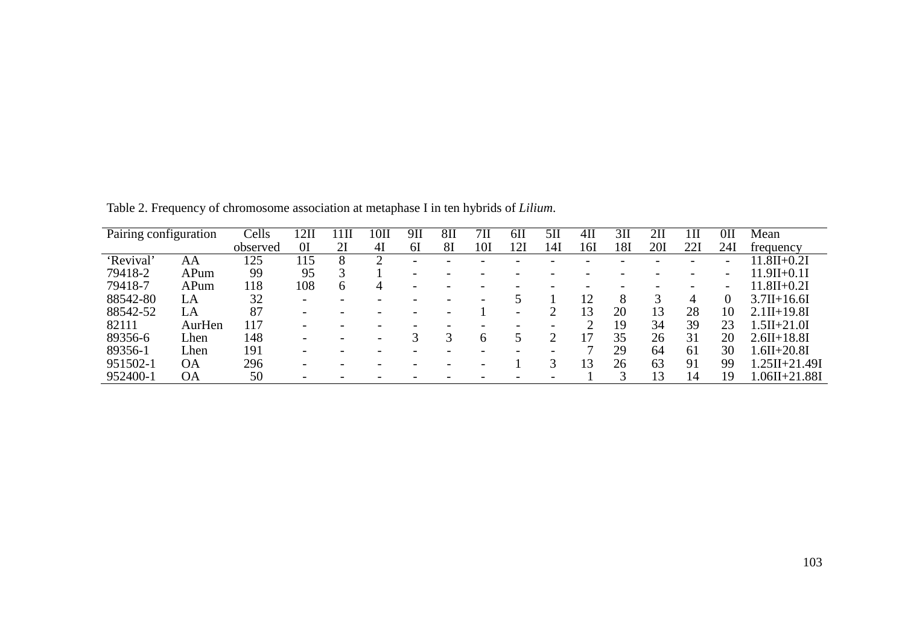Table 2. Frequency of chromosome association at metaphase I in ten hybrids of *Lilium*.

| Pairing configuration | | Cells observed | 12II 0I | 11II 2I | 10II 4I | 9II 6I | 8II 8I | 7II 10I | 6II 12I | 5II 14I | 4II 16I | 3II 18I | 2II 20I | 1II 22I | 0II 24I | Mean frequency |
|---|---|---|---|---|---|---|---|---|---|---|---|---|---|---|---|---|
| 'Revival' | AA | 125 | 115 | 8 | 2 | - | - | - | - | - | - | - | - | - | - | 11.8II+0.2I |
| 79418-2 | APum | 99 | 95 | 3 | 1 | - | - | - | - | - | - | - | - | - | - | 11.9II+0.1I |
| 79418-7 | APum | 118 | 108 | 6 | 4 | - | - | - | - | - | - | - | - | - | - | 11.8II+0.2I |
| 88542-80 | LA | 32 | - | - | - | - | - | - | 5 | 1 | 12 | 8 | 3 | 4 | 0 | 3.7II+16.6I |
| 88542-52 | LA | 87 | - | - | - | - | - | 1 | - | 2 | 13 | 20 | 13 | 28 | 10 | 2.1II+19.8I |
| 82111 | AurHen | 117 | - | - | - | - | - | - | - | - | 2 | 19 | 34 | 39 | 23 | 1.5II+21.0I |
| 89356-6 | Lhen | 148 | - | - | - | 3 | 3 | 6 | 5 | 2 | 17 | 35 | 26 | 31 | 20 | 2.6II+18.8I |
| 89356-1 | Lhen | 191 | - | - | - | - | - | - | - | - | 7 | 29 | 64 | 61 | 30 | 1.6II+20.8I |
| 951502-1 | OA | 296 | - | - | - | - | - | - | 1 | 3 | 13 | 26 | 63 | 91 | 99 | 1.25II+21.49I |
| 952400-1 | OA | 50 | - | - | - | - | - | - | - | - | 1 | 3 | 13 | 14 | 19 | 1.06II+21.88I |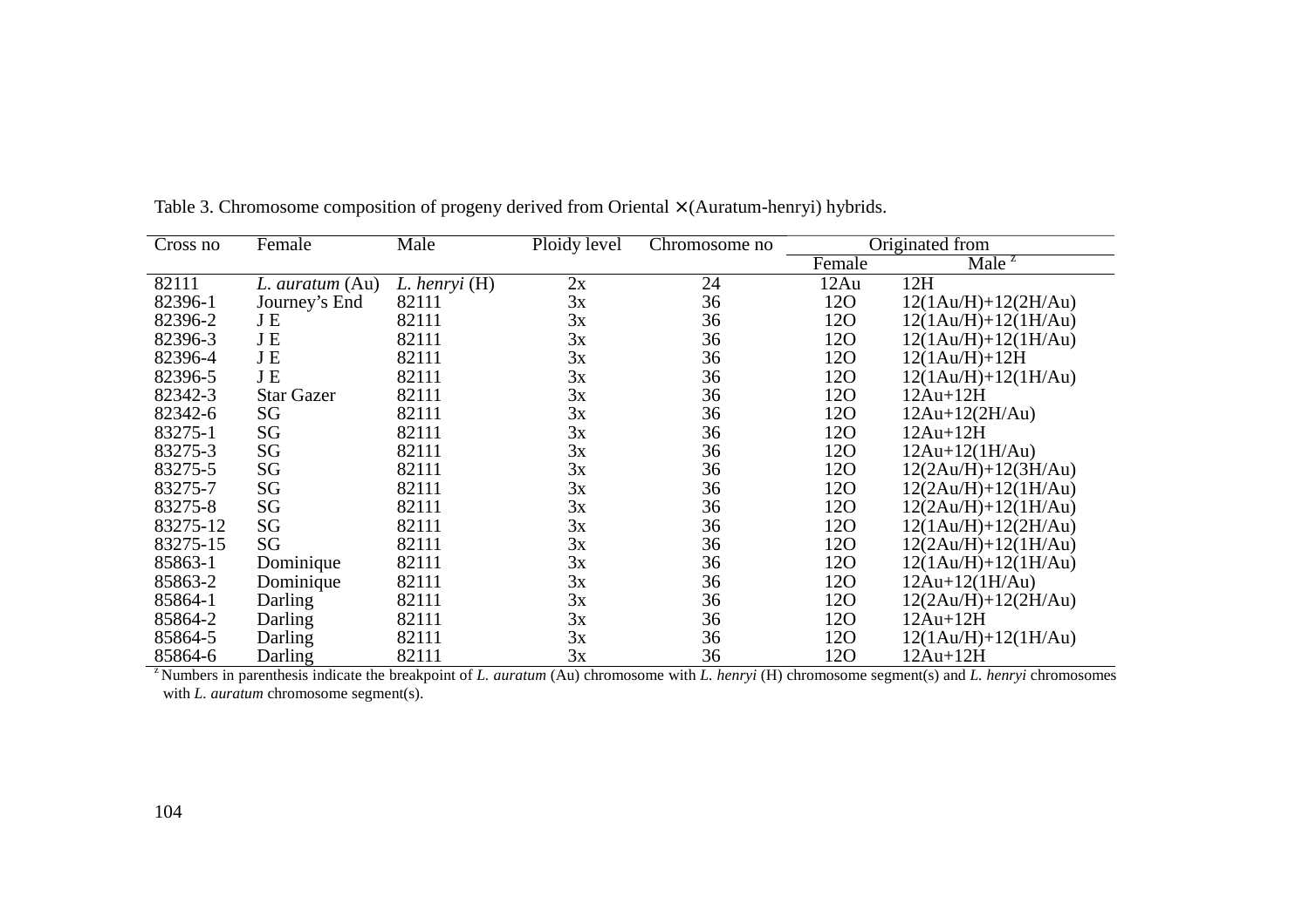Table 3. Chromosome composition of progeny derived from Oriental × (Auratum-henryi) hybrids.

| Cross no | Female | Male | Ploidy level | Chromosome no | Originated from | |
|---|---|---|---|---|---|---|
| | | | | | Female | Male [z] |
| 82111 | *L. auratum* (Au) | *L. henryi* (H) | 2x | 24 | 12Au | 12H |
| 82396-1 | Journey's End | 82111 | 3x | 36 | 12O | 12(1Au/H)+12(2H/Au) |
| 82396-2 | J E | 82111 | 3x | 36 | 12O | 12(1Au/H)+12(1H/Au) |
| 82396-3 | J E | 82111 | 3x | 36 | 12O | 12(1Au/H)+12(1H/Au) |
| 82396-4 | J E | 82111 | 3x | 36 | 12O | 12(1Au/H)+12H |
| 82396-5 | J E | 82111 | 3x | 36 | 12O | 12(1Au/H)+12(1H/Au) |
| 82342-3 | Star Gazer | 82111 | 3x | 36 | 12O | 12Au+12H |
| 82342-6 | SG | 82111 | 3x | 36 | 12O | 12Au+12(2H/Au) |
| 83275-1 | SG | 82111 | 3x | 36 | 12O | 12Au+12H |
| 83275-3 | SG | 82111 | 3x | 36 | 12O | 12Au+12(1H/Au) |
| 83275-5 | SG | 82111 | 3x | 36 | 12O | 12(2Au/H)+12(3H/Au) |
| 83275-7 | SG | 82111 | 3x | 36 | 12O | 12(2Au/H)+12(1H/Au) |
| 83275-8 | SG | 82111 | 3x | 36 | 12O | 12(2Au/H)+12(1H/Au) |
| 83275-12 | SG | 82111 | 3x | 36 | 12O | 12(1Au/H)+12(2H/Au) |
| 83275-15 | SG | 82111 | 3x | 36 | 12O | 12(2Au/H)+12(1H/Au) |
| 85863-1 | Dominique | 82111 | 3x | 36 | 12O | 12(1Au/H)+12(1H/Au) |
| 85863-2 | Dominique | 82111 | 3x | 36 | 12O | 12Au+12(1H/Au) |
| 85864-1 | Darling | 82111 | 3x | 36 | 12O | 12(2Au/H)+12(2H/Au) |
| 85864-2 | Darling | 82111 | 3x | 36 | 12O | 12Au+12H |
| 85864-5 | Darling | 82111 | 3x | 36 | 12O | 12(1Au/H)+12(1H/Au) |
| 85864-6 | Darling | 82111 | 3x | 36 | 12O | 12Au+12H |

[z] Numbers in parenthesis indicate the breakpoint of *L. auratum* (Au) chromosome with *L. henryi* (H) chromosome segment(s) and *L. henryi* chromosomes with *L. auratum* chromosome segment(s).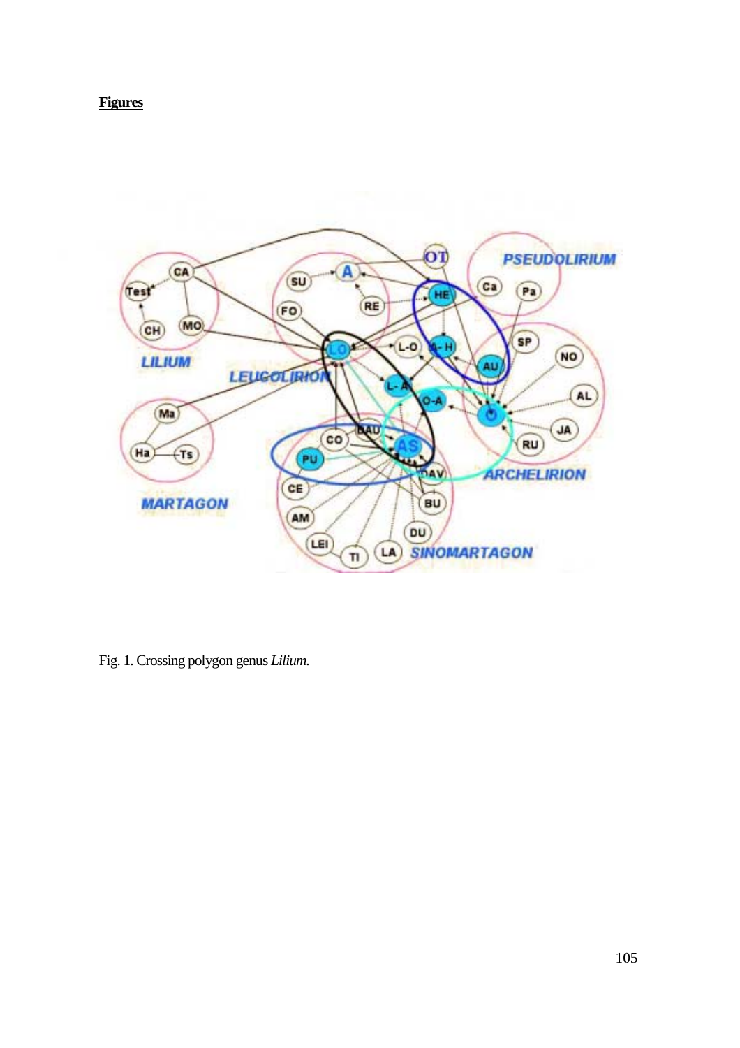**Figures**

PSEUDOLIRIUM

LILIUM

LEUCOLIRION

ARCHELIRION

MARTAGON

SINOMARTAGON

OT

A

SU

RE

FO

HE

Ca

Pa

CA

Test

CH

MO

LO

L-O

A-H

AU

SP

NO

AL

JA

RU

O

O-A

L-A

Ma

Ha

Ts

CO

BAU

AS

PU

DAV

CE

BU

AM

DU

LEI

TI

LA

Fig. 1. Crossing polygon genus *Lilium.*